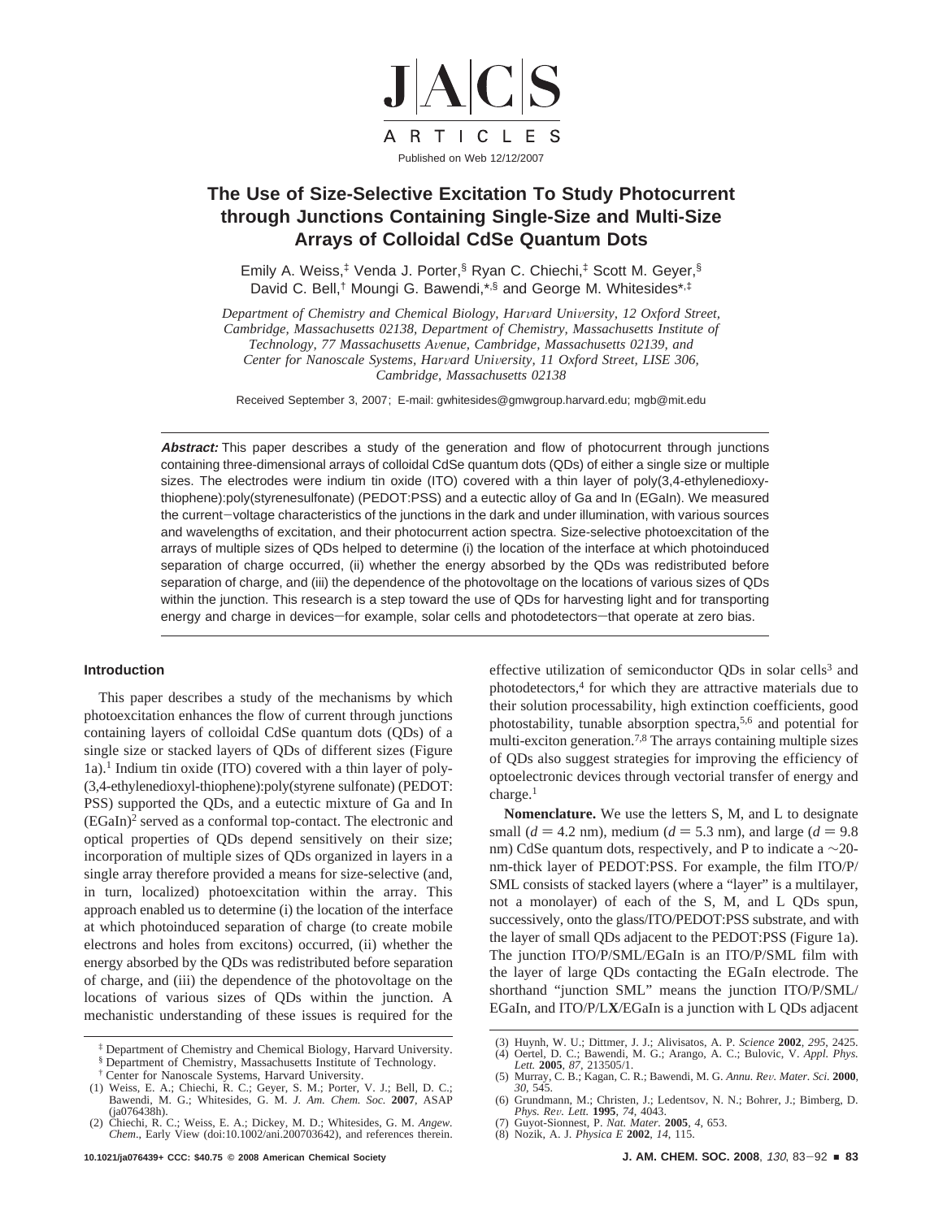# J|A|C|S ARTICLES

Published on Web 12/12/2007

# The Use of Size-Selective Excitation To Study Photocurrent through Junctions Containing Single-Size and Multi-Size Arrays of Colloidal CdSe Quantum Dots

Emily A. Weiss,[‡] Venda J. Porter,[§] Ryan C. Chiechi,[‡] Scott M. Geyer,[§] David C. Bell,[†] Moungi G. Bawendi,*[,§] and George M. Whitesides*[,‡]

*Department of Chemistry and Chemical Biology, Harvard University, 12 Oxford Street, Cambridge, Massachusetts 02138, Department of Chemistry, Massachusetts Institute of Technology, 77 Massachusetts Avenue, Cambridge, Massachusetts 02139, and Center for Nanoscale Systems, Harvard University, 11 Oxford Street, LISE 306, Cambridge, Massachusetts 02138*

Received September 3, 2007; E-mail: gwhitesides@gmwgroup.harvard.edu; mgb@mit.edu

***Abstract:*** This paper describes a study of the generation and flow of photocurrent through junctions containing three-dimensional arrays of colloidal CdSe quantum dots (QDs) of either a single size or multiple sizes. The electrodes were indium tin oxide (ITO) covered with a thin layer of poly(3,4-ethylenedioxythiophene):poly(styrenesulfonate) (PEDOT:PSS) and a eutectic alloy of Ga and In (EGaIn). We measured the current–voltage characteristics of the junctions in the dark and under illumination, with various sources and wavelengths of excitation, and their photocurrent action spectra. Size-selective photoexcitation of the arrays of multiple sizes of QDs helped to determine (i) the location of the interface at which photoinduced separation of charge occurred, (ii) whether the energy absorbed by the QDs was redistributed before separation of charge, and (iii) the dependence of the photovoltage on the locations of various sizes of QDs within the junction. This research is a step toward the use of QDs for harvesting light and for transporting energy and charge in devices—for example, solar cells and photodetectors—that operate at zero bias.

## Introduction

This paper describes a study of the mechanisms by which photoexcitation enhances the flow of current through junctions containing layers of colloidal CdSe quantum dots (QDs) of a single size or stacked layers of QDs of different sizes (Figure 1a).[1] Indium tin oxide (ITO) covered with a thin layer of poly-(3,4-ethylenedioxyl-thiophene):poly(styrene sulfonate) (PEDOT: PSS) supported the QDs, and a eutectic mixture of Ga and In (EGaIn)[2] served as a conformal top-contact. The electronic and optical properties of QDs depend sensitively on their size; incorporation of multiple sizes of QDs organized in layers in a single array therefore provided a means for size-selective (and, in turn, localized) photoexcitation within the array. This approach enabled us to determine (i) the location of the interface at which photoinduced separation of charge (to create mobile electrons and holes from excitons) occurred, (ii) whether the energy absorbed by the QDs was redistributed before separation of charge, and (iii) the dependence of the photovoltage on the locations of various sizes of QDs within the junction. A mechanistic understanding of these issues is required for the effective utilization of semiconductor QDs in solar cells[3] and photodetectors,[4] for which they are attractive materials due to their solution processability, high extinction coefficients, good photostability, tunable absorption spectra,[5,6] and potential for multi-exciton generation.[7,8] The arrays containing multiple sizes of QDs also suggest strategies for improving the efficiency of optoelectronic devices through vectorial transfer of energy and charge.[1]

**Nomenclature.** We use the letters S, M, and L to designate small ($d = 4.2$ nm), medium ($d = 5.3$ nm), and large ($d = 9.8$ nm) CdSe quantum dots, respectively, and P to indicate a ~20-nm-thick layer of PEDOT:PSS. For example, the film ITO/P/SML consists of stacked layers (where a "layer" is a multilayer, not a monolayer) of each of the S, M, and L QDs spun, successively, onto the glass/ITO/PEDOT:PSS substrate, and with the layer of small QDs adjacent to the PEDOT:PSS (Figure 1a). The junction ITO/P/SML/EGaIn is an ITO/P/SML film with the layer of large QDs contacting the EGaIn electrode. The shorthand "junction SML" means the junction ITO/P/SML/EGaIn, and ITO/P/L**X**/EGaIn is a junction with L QDs adjacent

---

[‡] Department of Chemistry and Chemical Biology, Harvard University.
[§] Department of Chemistry, Massachusetts Institute of Technology.
[†] Center for Nanoscale Systems, Harvard University.

(1) Weiss, E. A.; Chiechi, R. C.; Geyer, S. M.; Porter, V. J.; Bell, D. C.; Bawendi, M. G.; Whitesides, G. M. *J. Am. Chem. Soc.* **2007**, ASAP (ja076438h).
(2) Chiechi, R. C.; Weiss, E. A.; Dickey, M. D.; Whitesides, G. M. *Angew. Chem.*, Early View (doi:10.1002/ani.200703642), and references therein.
(3) Huynh, W. U.; Dittmer, J. J.; Alivisatos, A. P. *Science* **2002**, *295*, 2425.
(4) Oertel, D. C.; Bawendi, M. G.; Arango, A. C.; Bulovic, V. *Appl. Phys. Lett.* **2005**, *87*, 213505/1.
(5) Murray, C. B.; Kagan, C. R.; Bawendi, M. G. *Annu. Rev. Mater. Sci.* **2000**, *30*, 545.
(6) Grundmann, M.; Christen, J.; Ledentsov, N. N.; Bohrer, J.; Bimberg, D. *Phys. Rev. Lett.* **1995**, *74*, 4043.
(7) Guyot-Sionnest, P. *Nat. Mater.* **2005**, *4*, 653.
(8) Nozik, A. J. *Physica E* **2002**, *14*, 115.

10.1021/ja076439+ CCC: $40.75 © 2008 American Chemical Society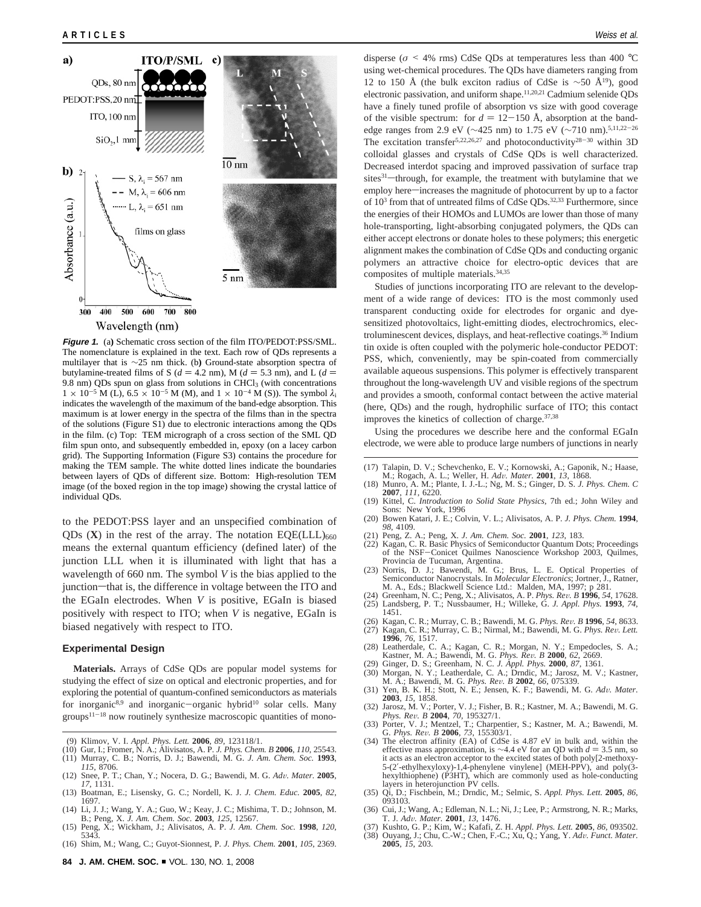a) ITO/P/SML

QDs, 80 nm

PEDOT:PSS, 20 nm

ITO, 100 nm

SiO$_2$, 1 mm

b)

S, $\lambda_i$ = 567 nm

M, $\lambda_i$ = 606 nm

L, $\lambda_i$ = 651 nm

films on glass

Absorbance (a.u.)

Wavelength (nm)

c) L M S

10 nm

5 nm

**Figure 1.** (a) Schematic cross section of the film ITO/PEDOT:PSS/SML. The nomenclature is explained in the text. Each row of QDs represents a multilayer that is ~25 nm thick. (b) Ground-state absorption spectra of butylamine-treated films of S ($d$ = 4.2 nm), M ($d$ = 5.3 nm), and L ($d$ = 9.8 nm) QDs spun on glass from solutions in $CHCl_3$ (with concentrations $1 \times 10^{-5}$ M (L), $6.5 \times 10^{-5}$ M (M), and $1 \times 10^{-4}$ M (S)). The symbol $\lambda_i$ indicates the wavelength of the maximum of the band-edge absorption. This maximum is at lower energy in the spectra of the films than in the spectra of the solutions (Figure S1) due to electronic interactions among the QDs in the film. (c) Top: TEM micrograph of a cross section of the SML QD film spun onto, and subsequently embedded in, epoxy (on a lacey carbon grid). The Supporting Information (Figure S3) contains the procedure for making the TEM sample. The white dotted lines indicate the boundaries between layers of QDs of different size. Bottom: High-resolution TEM image (of the boxed region in the top image) showing the crystal lattice of individual QDs.

to the PEDOT:PSS layer and an unspecified combination of QDs (**X**) in the rest of the array. The notation EQE(LLL)$_{660}$ means the external quantum efficiency (defined later) of the junction LLL when it is illuminated with light that has a wavelength of 660 nm. The symbol $V$ is the bias applied to the junction—that is, the difference in voltage between the ITO and the EGaIn electrodes. When $V$ is positive, EGaIn is biased positively with respect to ITO; when $V$ is negative, EGaIn is biased negatively with respect to ITO.

## Experimental Design

**Materials.** Arrays of CdSe QDs are popular model systems for studying the effect of size on optical and electronic properties, and for exploring the potential of quantum-confined semiconductors as materials for inorganic[8,9] and inorganic–organic hybrid[10] solar cells. Many groups[11–18] now routinely synthesize macroscopic quantities of monodisperse ($\sigma$ < 4% rms) CdSe QDs at temperatures less than 400 °C using wet-chemical procedures. The QDs have diameters ranging from 12 to 150 Å (the bulk exciton radius of CdSe is ~50 Å[19]), good electronic passivation, and uniform shape.[11,20,21] Cadmium selenide QDs have a finely tuned profile of absorption vs size with good coverage of the visible spectrum: for $d$ = 12–150 Å, absorption at the band-edge ranges from 2.9 eV (~425 nm) to 1.75 eV (~710 nm).[5,11,22–26] The excitation transfer[5,22,26,27] and photoconductivity[28–30] within 3D colloidal glasses and crystals of CdSe QDs is well characterized. Decreased interdot spacing and improved passivation of surface trap sites[31]—through, for example, the treatment with butylamine that we employ here—increases the magnitude of photocurrent by up to a factor of $10^3$ from that of untreated films of CdSe QDs.[32,33] Furthermore, since the energies of their HOMOs and LUMOs are lower than those of many hole-transporting, light-absorbing conjugated polymers, the QDs can either accept electrons or donate holes to these polymers; this energetic alignment makes the combination of CdSe QDs and conducting organic polymers an attractive choice for electro-optic devices that are composites of multiple materials.[34,35]

Studies of junctions incorporating ITO are relevant to the development of a wide range of devices: ITO is the most commonly used transparent conducting oxide for electrodes for organic and dye-sensitized photovoltaics, light-emitting diodes, electrochromics, electroluminescent devices, displays, and heat-reflective coatings.[36] Indium tin oxide is often coupled with the polymeric hole-conductor PEDOT:PSS, which, conveniently, may be spin-coated from commercially available aqueous suspensions. This polymer is effectively transparent throughout the long-wavelength UV and visible regions of the spectrum and provides a smooth, conformal contact between the active material (here, QDs) and the rough, hydrophilic surface of ITO; this contact improves the kinetics of collection of charge.[37,38]

Using the procedures we describe here and the conformal EGaIn electrode, we were able to produce large numbers of junctions in nearly

(9) Klimov, V. I. *Appl. Phys. Lett.* **2006**, *89*, 123118/1.
(10) Gur, I.; Fromer, N. A.; Alivisatos, A. P. *J. Phys. Chem. B* **2006**, *110*, 25543.
(11) Murray, C. B.; Norris, D. J.; Bawendi, M. G. *J. Am. Chem. Soc.* **1993**, *115*, 8706.
(12) Snee, P. T.; Chan, Y.; Nocera, D. G.; Bawendi, M. G. *Adv. Mater.* **2005**, *17*, 1131.
(13) Boatman, E.; Lisensky, G. C.; Nordell, K. J. *J. Chem. Educ.* **2005**, *82*, 1697.
(14) Li, J. J.; Wang, Y. A.; Guo, W.; Keay, J. C.; Mishima, T. D.; Johnson, M. B.; Peng, X. *J. Am. Chem. Soc.* **2003**, *125*, 12567.
(15) Peng, X.; Wickham, J.; Alivisatos, A. P. *J. Am. Chem. Soc.* **1998**, *120*, 5343.
(16) Shim, M.; Wang, C.; Guyot-Sionnest, P. *J. Phys. Chem.* **2001**, *105*, 2369.
(17) Talapin, D. V.; Schevchenko, E. V.; Kornowski, A.; Gaponik, N.; Haase, M.; Rogach, A. L.; Weller, H. *Adv. Mater.* **2001**, *13*, 1868.
(18) Munro, A. M.; Plante, I. J.-L.; Ng, M. S.; Ginger, D. S. *J. Phys. Chem. C* **2007**, *111*, 6220.
(19) Kittel, C. *Introduction to Solid State Physics*, 7th ed.; John Wiley and Sons: New York, 1996
(20) Bowen Katari, J. E.; Colvin, V. L.; Alivisatos, A. P. *J. Phys. Chem.* **1994**, *98*, 4109.
(21) Peng, Z. A.; Peng, X. *J. Am. Chem. Soc.* **2001**, *123*, 183.
(22) Kagan, C. R. Basic Physics of Semiconductor Quantum Dots; Proceedings of the NSF–Conicet Quilmes Nanoscience Workshop 2003, Quilmes, Provincia de Tucuman, Argentina.
(23) Norris, D. J.; Bawendi, M. G.; Brus, L. E. Optical Properties of Semiconductor Nanocrystals. In *Molecular Electronics*; Jortner, J., Ratner, M. A., Eds.; Blackwell Science Ltd.: Malden, MA, 1997; p 281.
(24) Greenham, N. C.; Peng, X.; Alivisatos, A. P. *Phys. Rev. B* **1996**, *54*, 17628.
(25) Landsberg, P. T.; Nussbaumer, H.; Willeke, G. *J. Appl. Phys.* **1993**, *74*, 1451.
(26) Kagan, C. R.; Murray, C. B.; Bawendi, M. G. *Phys. Rev. B* **1996**, *54*, 8633.
(27) Kagan, C. R.; Murray, C. B.; Nirmal, M.; Bawendi, M. G. *Phys. Rev. Lett.* **1996**, *76*, 1517.
(28) Leatherdale, C. A.; Kagan, C. R.; Morgan, N. Y.; Empedocles, S. A.; Kastner, M. A.; Bawendi, M. G. *Phys. Rev. B* **2000**, *62*, 2669.
(29) Ginger, D. S.; Greenham, N. C. *J. Appl. Phys.* **2000**, *87*, 1361.
(30) Morgan, N. Y.; Leatherdale, C. A.; Drndic, M.; Jarosz, M. V.; Kastner, M. A.; Bawendi, M. G. *Phys. Rev. B* **2002**, *66*, 075339.
(31) Yen, B. K. H.; Stott, N. E.; Jensen, K. F.; Bawendi, M. G. *Adv. Mater.* **2003**, *15*, 1858.
(32) Jarosz, M. V.; Porter, V. J.; Fisher, B. R.; Kastner, M. A.; Bawendi, M. G. *Phys. Rev. B* **2004**, *70*, 195327/1.
(33) Porter, V. J.; Mentzel, T.; Charpentier, S.; Kastner, M. A.; Bawendi, M. G. *Phys. Rev. B* **2006**, *73*, 155303/1.
(34) The electron affinity (EA) of CdSe is 4.87 eV in bulk and, within the effective mass approximation, is ~4.4 eV for an QD with $d$ = 3.5 nm, so it acts as an electron acceptor to the excited states of both poly[2-methoxy-5-(2′-ethylhexyloxy)-1,4-phenylene vinylene] (MEH-PPV), and poly(3-hexylthiophene) (P3HT), which are commonly used as hole-conducting layers in heterojunction PV cells.
(35) Qi, D.; Fischbein, M.; Drndic, M.; Selmic, S. *Appl. Phys. Lett.* **2005**, *86*, 093103.
(36) Cui, J.; Wang, A.; Edleman, N. L.; Ni, J.; Lee, P.; Armstrong, N. R.; Marks, T. J. *Adv. Mater.* **2001**, *13*, 1476.
(37) Kushto, G. P.; Kim, W.; Kafafi, Z. H. *Appl. Phys. Lett.* **2005**, *86*, 093502.
(38) Ouyang, J.; Chu, C.-W.; Chen, F.-C.; Xu, Q.; Yang, Y. *Adv. Funct. Mater.* **2005**, *15*, 203.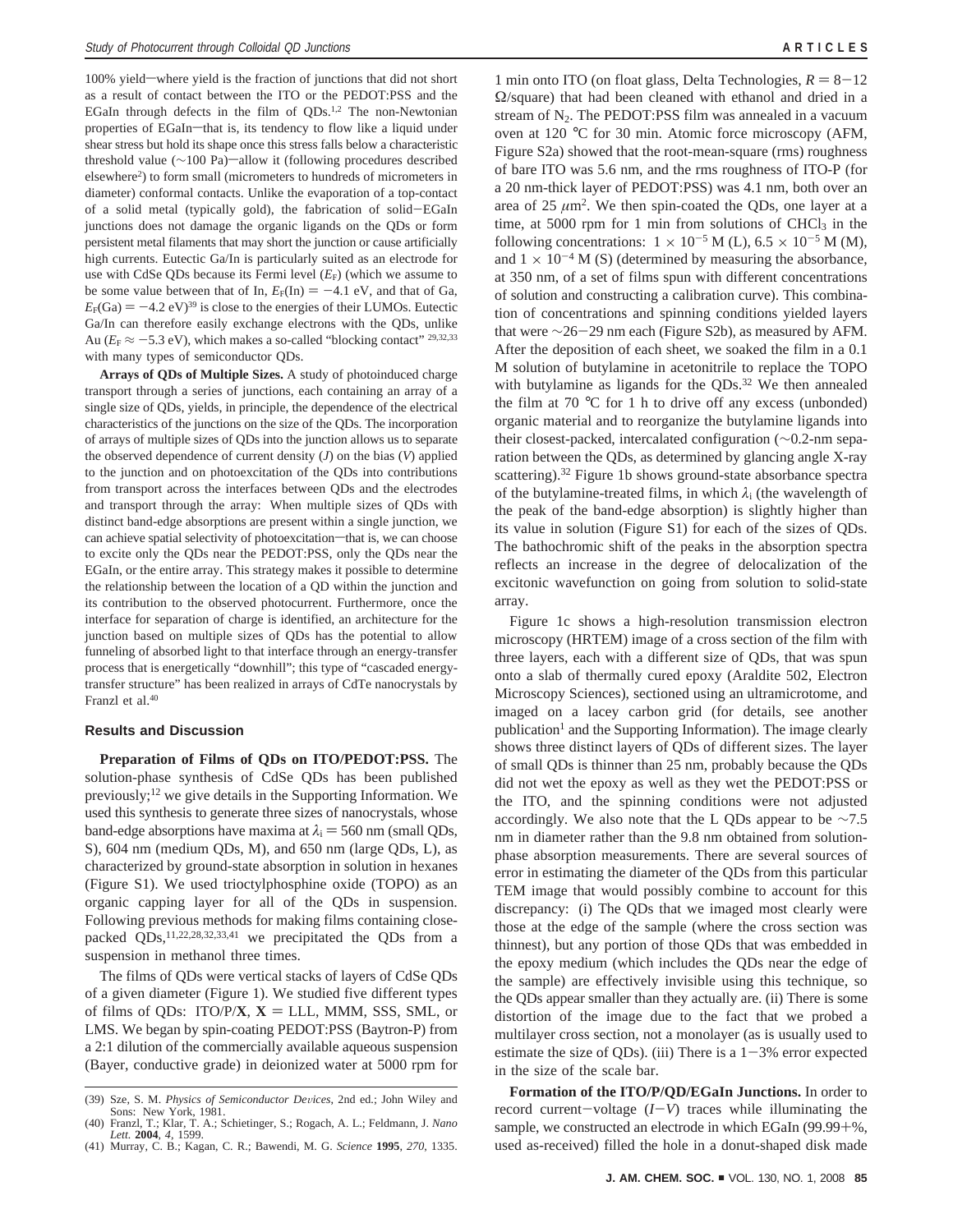100% yield—where yield is the fraction of junctions that did not short as a result of contact between the ITO or the PEDOT:PSS and the EGaIn through defects in the film of QDs.[1,2] The non-Newtonian properties of EGaIn—that is, its tendency to flow like a liquid under shear stress but hold its shape once this stress falls below a characteristic threshold value (~100 Pa)—allow it (following procedures described elsewhere[2]) to form small (micrometers to hundreds of micrometers in diameter) conformal contacts. Unlike the evaporation of a top-contact of a solid metal (typically gold), the fabrication of solid−EGaIn junctions does not damage the organic ligands on the QDs or form persistent metal filaments that may short the junction or cause artificially high currents. Eutectic Ga/In is particularly suited as an electrode for use with CdSe QDs because its Fermi level ($E_F$) (which we assume to be some value between that of In, $E_F(\text{In}) = -4.1$ eV, and that of Ga, $E_F(\text{Ga}) = -4.2$ eV)[39] is close to the energies of their LUMOs. Eutectic Ga/In can therefore easily exchange electrons with the QDs, unlike Au ($E_F \approx -5.3$ eV), which makes a so-called "blocking contact"[29,32,33] with many types of semiconductor QDs.

**Arrays of QDs of Multiple Sizes.** A study of photoinduced charge transport through a series of junctions, each containing an array of a single size of QDs, yields, in principle, the dependence of the electrical characteristics of the junctions on the size of the QDs. The incorporation of arrays of multiple sizes of QDs into the junction allows us to separate the observed dependence of current density ($J$) on the bias ($V$) applied to the junction and on photoexcitation of the QDs into contributions from transport across the interfaces between QDs and the electrodes and transport through the array: When multiple sizes of QDs with distinct band-edge absorptions are present within a single junction, we can achieve spatial selectivity of photoexcitation—that is, we can choose to excite only the QDs near the PEDOT:PSS, only the QDs near the EGaIn, or the entire array. This strategy makes it possible to determine the relationship between the location of a QD within the junction and its contribution to the observed photocurrent. Furthermore, once the interface for separation of charge is identified, an architecture for the junction based on multiple sizes of QDs has the potential to allow funneling of absorbed light to that interface through an energy-transfer process that is energetically "downhill"; this type of "cascaded energy-transfer structure" has been realized in arrays of CdTe nanocrystals by Franzl et al.[40]

## Results and Discussion

**Preparation of Films of QDs on ITO/PEDOT:PSS.** The solution-phase synthesis of CdSe QDs has been published previously;[12] we give details in the Supporting Information. We used this synthesis to generate three sizes of nanocrystals, whose band-edge absorptions have maxima at $\lambda_i = 560$ nm (small QDs, S), 604 nm (medium QDs, M), and 650 nm (large QDs, L), as characterized by ground-state absorption in solution in hexanes (Figure S1). We used trioctylphosphine oxide (TOPO) as an organic capping layer for all of the QDs in suspension. Following previous methods for making films containing close-packed QDs,[11,22,28,32,33,41] we precipitated the QDs from a suspension in methanol three times.

The films of QDs were vertical stacks of layers of CdSe QDs of a given diameter (Figure 1). We studied five different types of films of QDs: ITO/P/**X**, **X** = LLL, MMM, SSS, SML, or LMS. We began by spin-coating PEDOT:PSS (Baytron-P) from a 2:1 dilution of the commercially available aqueous suspension (Bayer, conductive grade) in deionized water at 5000 rpm for 1 min onto ITO (on float glass, Delta Technologies, $R = 8-12$ Ω/square) that had been cleaned with ethanol and dried in a stream of $N_2$. The PEDOT:PSS film was annealed in a vacuum oven at 120 °C for 30 min. Atomic force microscopy (AFM, Figure S2a) showed that the root-mean-square (rms) roughness of bare ITO was 5.6 nm, and the rms roughness of ITO-P (for a 20 nm-thick layer of PEDOT:PSS) was 4.1 nm, both over an area of 25 $\mu m^2$. We then spin-coated the QDs, one layer at a time, at 5000 rpm for 1 min from solutions of $CHCl_3$ in the following concentrations: $1 \times 10^{-5}$ M (L), $6.5 \times 10^{-5}$ M (M), and $1 \times 10^{-4}$ M (S) (determined by measuring the absorbance, at 350 nm, of a set of films spun with different concentrations of solution and constructing a calibration curve). This combination of concentrations and spinning conditions yielded layers that were ~26−29 nm each (Figure S2b), as measured by AFM. After the deposition of each sheet, we soaked the film in a 0.1 M solution of butylamine in acetonitrile to replace the TOPO with butylamine as ligands for the QDs.[32] We then annealed the film at 70 °C for 1 h to drive off any excess (unbonded) organic material and to reorganize the butylamine ligands into their closest-packed, intercalated configuration (~0.2-nm separation between the QDs, as determined by glancing angle X-ray scattering).[32] Figure 1b shows ground-state absorbance spectra of the butylamine-treated films, in which $\lambda_i$ (the wavelength of the peak of the band-edge absorption) is slightly higher than its value in solution (Figure S1) for each of the sizes of QDs. The bathochromic shift of the peaks in the absorption spectra reflects an increase in the degree of delocalization of the excitonic wavefunction on going from solution to solid-state array.

Figure 1c shows a high-resolution transmission electron microscopy (HRTEM) image of a cross section of the film with three layers, each with a different size of QDs, that was spun onto a slab of thermally cured epoxy (Araldite 502, Electron Microscopy Sciences), sectioned using an ultramicrotome, and imaged on a lacey carbon grid (for details, see another publication[1] and the Supporting Information). The image clearly shows three distinct layers of QDs of different sizes. The layer of small QDs is thinner than 25 nm, probably because the QDs did not wet the epoxy as well as they wet the PEDOT:PSS or the ITO, and the spinning conditions were not adjusted accordingly. We also note that the L QDs appear to be ~7.5 nm in diameter rather than the 9.8 nm obtained from solution-phase absorption measurements. There are several sources of error in estimating the diameter of the QDs from this particular TEM image that would possibly combine to account for this discrepancy: (i) The QDs that we imaged most clearly were those at the edge of the sample (where the cross section was thinnest), but any portion of those QDs that was embedded in the epoxy medium (which includes the QDs near the edge of the sample) are effectively invisible using this technique, so the QDs appear smaller than they actually are. (ii) There is some distortion of the image due to the fact that we probed a multilayer cross section, not a monolayer (as is usually used to estimate the size of QDs). (iii) There is a 1−3% error expected in the size of the scale bar.

**Formation of the ITO/P/QD/EGaIn Junctions.** In order to record current−voltage ($I-V$) traces while illuminating the sample, we constructed an electrode in which EGaIn (99.99+%, used as-received) filled the hole in a donut-shaped disk made

(39) Sze, S. M. *Physics of Semiconductor Devices*, 2nd ed.; John Wiley and Sons: New York, 1981.
(40) Franzl, T.; Klar, T. A.; Schietinger, S.; Rogach, A. L.; Feldmann, J. *Nano Lett.* **2004**, *4*, 1599.
(41) Murray, C. B.; Kagan, C. R.; Bawendi, M. G. *Science* **1995**, *270*, 1335.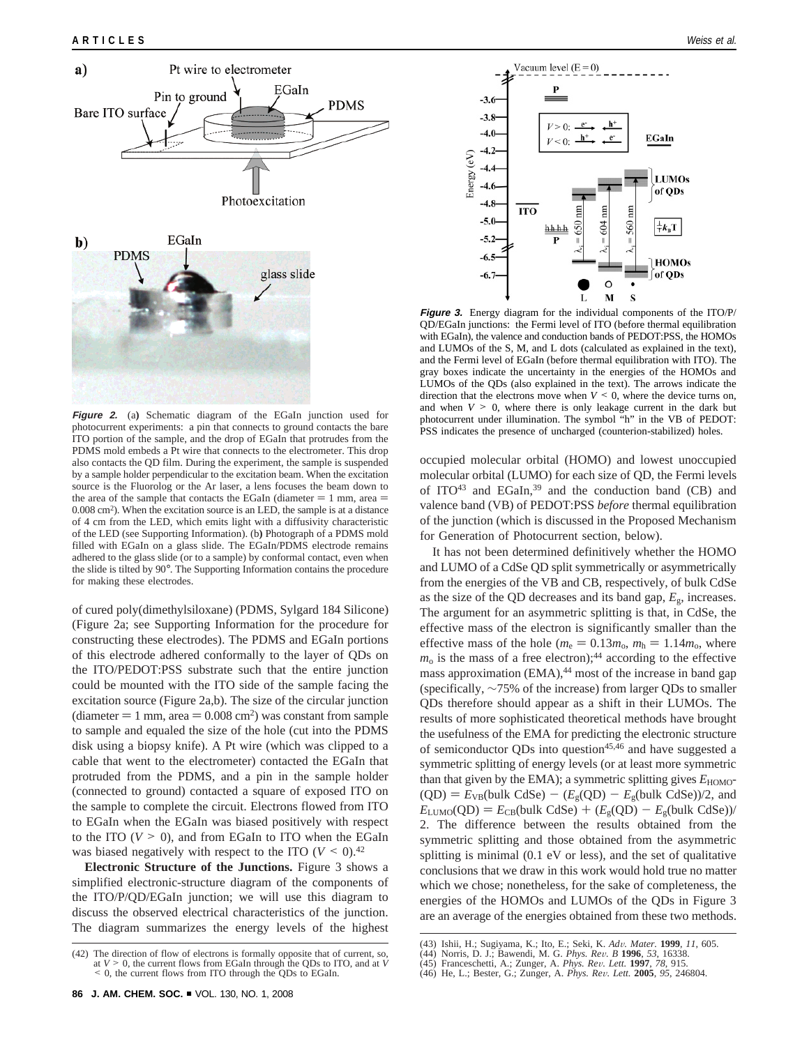a)

Pt wire to electrometer

Pin to ground

EGaIn

Bare ITO surface

PDMS

Photoexcitation

b)

EGaIn

PDMS

glass slide

**Figure 2.** (a) Schematic diagram of the EGaIn junction used for photocurrent experiments: a pin that connects to ground contacts the bare ITO portion of the sample, and the drop of EGaIn that protrudes from the PDMS mold embeds a Pt wire that connects to the electrometer. This drop also contacts the QD film. During the experiment, the sample is suspended by a sample holder perpendicular to the excitation beam. When the excitation source is the Fluorolog or the Ar laser, a lens focuses the beam down to the area of the sample that contacts the EGaIn (diameter = 1 mm, area = 0.008 cm$^2$). When the excitation source is an LED, the sample is at a distance of 4 cm from the LED, which emits light with a diffusivity characteristic of the LED (see Supporting Information). (b) Photograph of a PDMS mold filled with EGaIn on a glass slide. The EGaIn/PDMS electrode remains adhered to the glass slide (or to a sample) by conformal contact, even when the slide is tilted by 90°. The Supporting Information contains the procedure for making these electrodes.

of cured poly(dimethylsiloxane) (PDMS, Sylgard 184 Silicone) (Figure 2a; see Supporting Information for the procedure for constructing these electrodes). The PDMS and EGaIn portions of this electrode adhered conformally to the layer of QDs on the ITO/PEDOT:PSS substrate such that the entire junction could be mounted with the ITO side of the sample facing the excitation source (Figure 2a,b). The size of the circular junction (diameter = 1 mm, area = 0.008 cm$^2$) was constant from sample to sample and equaled the size of the hole (cut into the PDMS disk using a biopsy knife). A Pt wire (which was clipped to a cable that went to the electrometer) contacted the EGaIn that protruded from the PDMS, and a pin in the sample holder (connected to ground) contacted a square of exposed ITO on the sample to complete the circuit. Electrons flowed from ITO to EGaIn when the EGaIn was biased positively with respect to the ITO ($V > 0$), and from EGaIn to ITO when the EGaIn was biased negatively with respect to the ITO ($V < 0$).[42]

**Electronic Structure of the Junctions.** Figure 3 shows a simplified electronic-structure diagram of the components of the ITO/P/QD/EGaIn junction; we will use this diagram to discuss the observed electrical characteristics of the junction. The diagram summarizes the energy levels of the highest

Vacuum level (E = 0)

Energy (eV)

-3.6
-3.8
-4.0
-4.2
-4.4
-4.6
-4.8
-5.0
-5.2
-6.5
-6.7

P

$V > 0$: e$^-$ → ← h$^+$

$V < 0$: h$^+$ → ← e$^-$

EGaIn

LUMOs of QDs

ITO

h h h h

P

$\lambda_1$ = 650 nm

$\lambda_1$ = 604 nm

$\lambda_1$ = 560 nm

$\frac{1}{4}k_BT$

HOMOs of QDs

L M S

**Figure 3.** Energy diagram for the individual components of the ITO/P/QD/EGaIn junctions: the Fermi level of ITO (before thermal equilibration with EGaIn), the valence and conduction bands of PEDOT:PSS, the HOMOs and LUMOs of the S, M, and L dots (calculated as explained in the text), and the Fermi level of EGaIn (before thermal equilibration with ITO). The gray boxes indicate the uncertainty in the energies of the HOMOs and LUMOs of the QDs (also explained in the text). The arrows indicate the direction that the electrons move when $V < 0$, where the device turns on, and when $V > 0$, where there is only leakage current in the dark but photocurrent under illumination. The symbol "h" in the VB of PEDOT: PSS indicates the presence of uncharged (counterion-stabilized) holes.

occupied molecular orbital (HOMO) and lowest unoccupied molecular orbital (LUMO) for each size of QD, the Fermi levels of ITO[43] and EGaIn,[39] and the conduction band (CB) and valence band (VB) of PEDOT:PSS *before* thermal equilibration of the junction (which is discussed in the Proposed Mechanism for Generation of Photocurrent section, below).

It has not been determined definitively whether the HOMO and LUMO of a CdSe QD split symmetrically or asymmetrically from the energies of the VB and CB, respectively, of bulk CdSe as the size of the QD decreases and its band gap, $E_g$, increases. The argument for an asymmetric splitting is that, in CdSe, the effective mass of the electron is significantly smaller than the effective mass of the hole ($m_e = 0.13m_o$, $m_h = 1.14m_o$, where $m_o$ is the mass of a free electron);[44] according to the effective mass approximation (EMA),[44] most of the increase in band gap (specifically, ~75% of the increase) from larger QDs to smaller QDs therefore should appear as a shift in their LUMOs. The results of more sophisticated theoretical methods have brought the usefulness of the EMA for predicting the electronic structure of semiconductor QDs into question[45,46] and have suggested a symmetric splitting of energy levels (or at least more symmetric than that given by the EMA); a symmetric splitting gives $E_{HOMO}(\text{QD}) = E_{VB}(\text{bulk CdSe}) - (E_g(\text{QD}) - E_g(\text{bulk CdSe}))/2$, and $E_{LUMO}(\text{QD}) = E_{CB}(\text{bulk CdSe}) + (E_g(\text{QD}) - E_g(\text{bulk CdSe}))/2$. The difference between the results obtained from the symmetric splitting and those obtained from the asymmetric splitting is minimal (0.1 eV or less), and the set of qualitative conclusions that we draw in this work would hold true no matter which we chose; nonetheless, for the sake of completeness, the energies of the HOMOs and LUMOs of the QDs in Figure 3 are an average of the energies obtained from these two methods.

(42) The direction of flow of electrons is formally opposite that of current, so, at $V > 0$, the current flows from EGaIn through the QDs to ITO, and at $V < 0$, the current flows from ITO through the QDs to EGaIn.

(43) Ishii, H.; Sugiyama, K.; Ito, E.; Seki, K. *Adv. Mater.* **1999**, *11*, 605.
(44) Norris, D. J.; Bawendi, M. G. *Phys. Rev. B* **1996**, *53*, 16338.
(45) Franceschetti, A.; Zunger, A. *Phys. Rev. Lett.* **1997**, *78*, 915.
(46) He, L.; Bester, G.; Zunger, A. *Phys. Rev. Lett.* **2005**, *95*, 246804.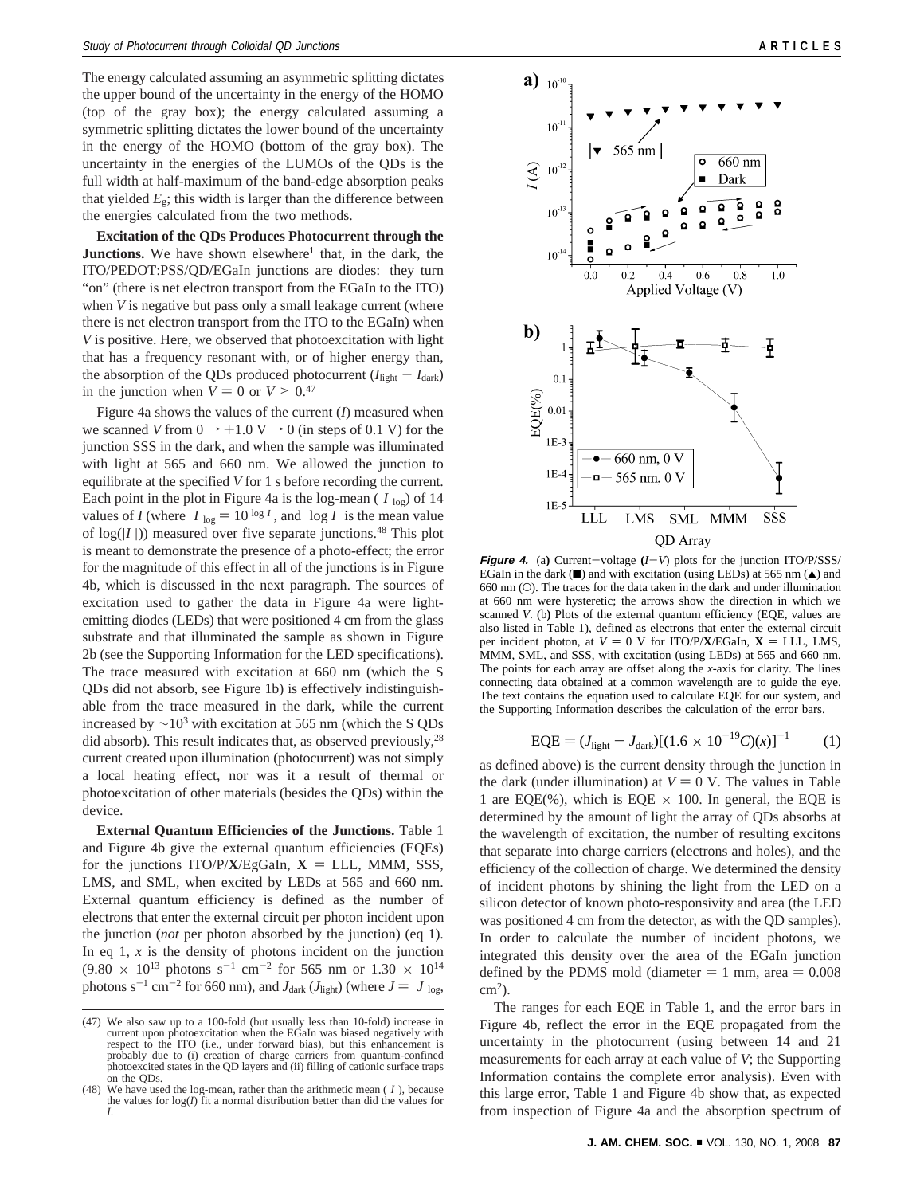The energy calculated assuming an asymmetric splitting dictates the upper bound of the uncertainty in the energy of the HOMO (top of the gray box); the energy calculated assuming a symmetric splitting dictates the lower bound of the uncertainty in the energy of the HOMO (bottom of the gray box). The uncertainty in the energies of the LUMOs of the QDs is the full width at half-maximum of the band-edge absorption peaks that yielded $E_g$; this width is larger than the difference between the energies calculated from the two methods.

**Excitation of the QDs Produces Photocurrent through the Junctions.** We have shown elsewhere[1] that, in the dark, the ITO/PEDOT:PSS/QD/EGaIn junctions are diodes: they turn "on" (there is net electron transport from the EGaIn to the ITO) when $V$ is negative but pass only a small leakage current (where there is net electron transport from the ITO to the EGaIn) when $V$ is positive. Here, we observed that photoexcitation with light that has a frequency resonant with, or of higher energy than, the absorption of the QDs produced photocurrent ($I_{light} - I_{dark}$) in the junction when $V = 0$ or $V > 0$.[47]

Figure 4a shows the values of the current ($I$) measured when we scanned $V$ from $0 \rightarrow +1.0$ V $\rightarrow 0$ (in steps of 0.1 V) for the junction SSS in the dark, and when the sample was illuminated with light at 565 and 660 nm. We allowed the junction to equilibrate at the specified $V$ for 1 s before recording the current. Each point in the plot in Figure 4a is the log-mean ($\langle I \rangle_{log}$) of 14 values of $I$ (where $\langle I \rangle_{log} = 10^{\langle \log I \rangle}$, and $\langle \log I \rangle$ is the mean value of $\log(|I|)$) measured over five separate junctions.[48] This plot is meant to demonstrate the presence of a photo-effect; the error for the magnitude of this effect in all of the junctions is in Figure 4b, which is discussed in the next paragraph. The sources of excitation used to gather the data in Figure 4a were light-emitting diodes (LEDs) that were positioned 4 cm from the glass substrate and that illuminated the sample as shown in Figure 2b (see the Supporting Information for the LED specifications). The trace measured with excitation at 660 nm (which the S QDs did not absorb, see Figure 1b) is effectively indistinguishable from the trace measured in the dark, while the current increased by $\sim 10^3$ with excitation at 565 nm (which the S QDs did absorb). This result indicates that, as observed previously,[28] current created upon illumination (photocurrent) was not simply a local heating effect, nor was it a result of thermal or photoexcitation of other materials (besides the QDs) within the device.

**External Quantum Efficiencies of the Junctions.** Table 1 and Figure 4b give the external quantum efficiencies (EQEs) for the junctions ITO/P/**X**/EgGaIn, **X** = LLL, MMM, SSS, LMS, and SML, when excited by LEDs at 565 and 660 nm. External quantum efficiency is defined as the number of electrons that enter the external circuit per photon incident upon the junction (*not* per photon absorbed by the junction) (eq 1). In eq 1, $x$ is the density of photons incident on the junction ($9.80 \times 10^{13}$ photons s$^{-1}$ cm$^{-2}$ for 565 nm or $1.30 \times 10^{14}$ photons s$^{-1}$ cm$^{-2}$ for 660 nm), and $J_{dark}$ ($J_{light}$) (where $J = \langle J \rangle_{log}$, as defined above) is the current density through the junction in the dark (under illumination) at $V = 0$ V. The values in Table 1 are EQE(%), which is EQE $\times$ 100. In general, the EQE is determined by the amount of light the array of QDs absorbs at the wavelength of excitation, the number of resulting excitons that separate into charge carriers (electrons and holes), and the efficiency of the collection of charge. We determined the density of incident photons by shining the light from the LED on a silicon detector of known photo-responsivity and area (the LED was positioned 4 cm from the detector, as with the QD samples). In order to calculate the number of incident photons, we integrated this density over the area of the EGaIn junction defined by the PDMS mold (diameter = 1 mm, area = 0.008 cm$^2$).

$$\text{EQE} = (J_{light} - J_{dark})[(1.6 \times 10^{-19} C)(x)]^{-1} \qquad (1)$$

The ranges for each EQE in Table 1, and the error bars in Figure 4b, reflect the error in the EQE propagated from the uncertainty in the photocurrent (using between 14 and 21 measurements for each array at each value of $V$; the Supporting Information contains the complete error analysis). Even with this large error, Table 1 and Figure 4b show that, as expected from inspection of Figure 4a and the absorption spectrum of

a)
$I$ (A)
$10^{-10}$
$10^{-11}$
$10^{-12}$
$10^{-13}$
$10^{-14}$
565 nm
660 nm
Dark
0.0 0.2 0.4 0.6 0.8 1.0
Applied Voltage (V)

b)
EQE(%)
1
0.1
0.01
1E-3
1E-4
1E-5
660 nm, 0 V
565 nm, 0 V
LLL LMS SML MMM SSS
QD Array

**Figure 4.** (a) Current−voltage ($I-V$) plots for the junction ITO/P/SSS/EGaIn in the dark (■) and with excitation (using LEDs) at 565 nm (▲) and 660 nm (○). The traces for the data taken in the dark and under illumination at 660 nm were hysteretic; the arrows show the direction in which we scanned $V$. (b) Plots of the external quantum efficiency (EQE, values are also listed in Table 1), defined as electrons that enter the external circuit per incident photon, at $V = 0$ V for ITO/P/**X**/EGaIn, **X** = LLL, LMS, MMM, SML, and SSS, with excitation (using LEDs) at 565 and 660 nm. The points for each array are offset along the $x$-axis for clarity. The lines connecting data obtained at a common wavelength are to guide the eye. The text contains the equation used to calculate EQE for our system, and the Supporting Information describes the calculation of the error bars.

(47) We also saw up to a 100-fold (but usually less than 10-fold) increase in current upon photoexcitation when the EGaIn was biased negatively with respect to the ITO (i.e., under forward bias), but this enhancement is probably due to (i) creation of charge carriers from quantum-confined photoexcited states in the QD layers and (ii) filling of cationic surface traps on the QDs.

(48) We have used the log-mean, rather than the arithmetic mean ($\langle I \rangle$), because the values for $\log(I)$ fit a normal distribution better than did the values for $I$.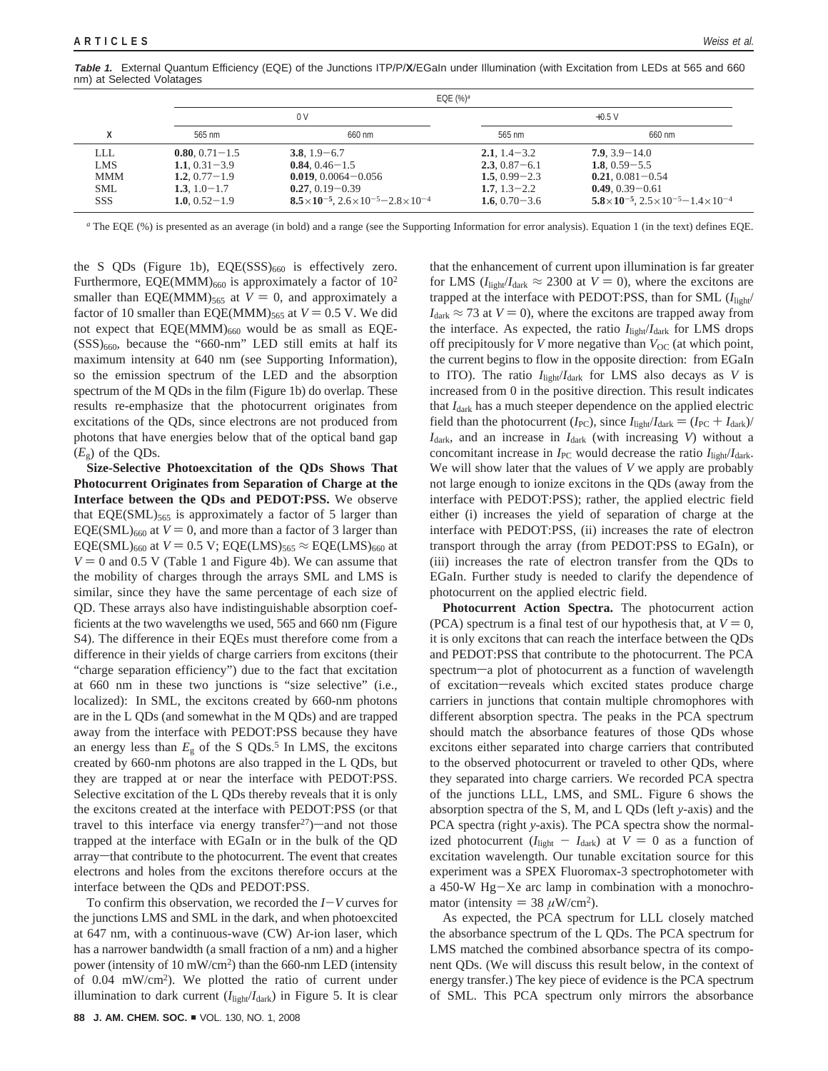**Table 1.** External Quantum Efficiency (EQE) of the Junctions ITP/P/**X**/EGaIn under Illumination (with Excitation from LEDs at 565 and 660 nm) at Selected Volatages

| | EQE (%)[a] | | | |
|---|---|---|---|---|
| | 0 V | | +0.5 V | |
| X | 565 nm | 660 nm | 565 nm | 660 nm |
| LLL | **0.80**, 0.71−1.5 | **3.8**, 1.9−6.7 | **2.1**, 1.4−3.2 | **7.9**, 3.9−14.0 |
| LMS | **1.1**, 0.31−3.9 | **0.84**, 0.46−1.5 | **2.3**, 0.87−6.1 | **1.8**, 0.59−5.5 |
| MMM | **1.2**, 0.77−1.9 | **0.019**, 0.0064−0.056 | **1.5**, 0.99−2.3 | **0.21**, 0.081−0.54 |
| SML | **1.3**, 1.0−1.7 | **0.27**, 0.19−0.39 | **1.7**, 1.3−2.2 | **0.49**, 0.39−0.61 |
| SSS | **1.0**, 0.52−1.9 | $\mathbf{8.5\times10^{-5}}$, $2.6\times10^{-5}-2.8\times10^{-4}$ | **1.6**, 0.70−3.6 | $\mathbf{5.8\times10^{-5}}$, $2.5\times10^{-5}-1.4\times10^{-4}$ |

[a] The EQE (%) is presented as an average (in bold) and a range (see the Supporting Information for error analysis). Equation 1 (in the text) defines EQE.

the S QDs (Figure 1b), $EQE(SSS)_{660}$ is effectively zero. Furthermore, $EQE(MMM)_{660}$ is approximately a factor of $10^2$ smaller than $EQE(MMM)_{565}$ at $V = 0$, and approximately a factor of 10 smaller than $EQE(MMM)_{565}$ at $V = 0.5$ V. We did not expect that $EQE(MMM)_{660}$ would be as small as $EQE(SSS)_{660}$, because the "660-nm" LED still emits at half its maximum intensity at 640 nm (see Supporting Information), so the emission spectrum of the LED and the absorption spectrum of the M QDs in the film (Figure 1b) do overlap. These results re-emphasize that the photocurrent originates from excitations of the QDs, since electrons are not produced from photons that have energies below that of the optical band gap ($E_g$) of the QDs.

**Size-Selective Photoexcitation of the QDs Shows That Photocurrent Originates from Separation of Charge at the Interface between the QDs and PEDOT:PSS.** We observe that $EQE(SML)_{565}$ is approximately a factor of 5 larger than $EQE(SML)_{660}$ at $V = 0$, and more than a factor of 3 larger than $EQE(SML)_{660}$ at $V = 0.5$ V; $EQE(LMS)_{565} \approx EQE(LMS)_{660}$ at $V = 0$ and 0.5 V (Table 1 and Figure 4b). We can assume that the mobility of charges through the arrays SML and LMS is similar, since they have the same percentage of each size of QD. These arrays also have indistinguishable absorption coefficients at the two wavelengths we used, 565 and 660 nm (Figure S4). The difference in their EQEs must therefore come from a difference in their yields of charge carriers from excitons (their "charge separation efficiency") due to the fact that excitation at 660 nm in these two junctions is "size selective" (i.e., localized): In SML, the excitons created by 660-nm photons are in the L QDs (and somewhat in the M QDs) and are trapped away from the interface with PEDOT:PSS because they have an energy less than $E_g$ of the S QDs.[5] In LMS, the excitons created by 660-nm photons are also trapped in the L QDs, but they are trapped at or near the interface with PEDOT:PSS. Selective excitation of the L QDs thereby reveals that it is only the excitons created at the interface with PEDOT:PSS (or that travel to this interface via energy transfer[27])—and not those trapped at the interface with EGaIn or in the bulk of the QD array—that contribute to the photocurrent. The event that creates electrons and holes from the excitons therefore occurs at the interface between the QDs and PEDOT:PSS.

To confirm this observation, we recorded the $I-V$ curves for the junctions LMS and SML in the dark, and when photoexcited at 647 nm, with a continuous-wave (CW) Ar-ion laser, which has a narrower bandwidth (a small fraction of a nm) and a higher power (intensity of 10 mW/cm$^2$) than the 660-nm LED (intensity of 0.04 mW/cm$^2$). We plotted the ratio of current under illumination to dark current ($I_{light}/I_{dark}$) in Figure 5. It is clear that the enhancement of current upon illumination is far greater for LMS ($I_{light}/I_{dark} \approx 2300$ at $V = 0$), where the excitons are trapped at the interface with PEDOT:PSS, than for SML ($I_{light}/I_{dark} \approx 73$ at $V = 0$), where the excitons are trapped away from the interface. As expected, the ratio $I_{light}/I_{dark}$ for LMS drops off precipitously for $V$ more negative than $V_{OC}$ (at which point, the current begins to flow in the opposite direction: from EGaIn to ITO). The ratio $I_{light}/I_{dark}$ for LMS also decays as $V$ is increased from 0 in the positive direction. This result indicates that $I_{dark}$ has a much steeper dependence on the applied electric field than the photocurrent ($I_{PC}$), since $I_{light}/I_{dark} = (I_{PC} + I_{dark})/I_{dark}$, and an increase in $I_{dark}$ (with increasing $V$) without a concomitant increase in $I_{PC}$ would decrease the ratio $I_{light}/I_{dark}$. We will show later that the values of $V$ we apply are probably not large enough to ionize excitons in the QDs (away from the interface with PEDOT:PSS); rather, the applied electric field either (i) increases the yield of separation of charge at the interface with PEDOT:PSS, (ii) increases the rate of electron transport through the array (from PEDOT:PSS to EGaIn), or (iii) increases the rate of electron transfer from the QDs to EGaIn. Further study is needed to clarify the dependence of photocurrent on the applied electric field.

**Photocurrent Action Spectra.** The photocurrent action (PCA) spectrum is a final test of our hypothesis that, at $V = 0$, it is only excitons that can reach the interface between the QDs and PEDOT:PSS that contribute to the photocurrent. The PCA spectrum—a plot of photocurrent as a function of wavelength of excitation—reveals which excited states produce charge carriers in junctions that contain multiple chromophores with different absorption spectra. The peaks in the PCA spectrum should match the absorbance features of those QDs whose excitons either separated into charge carriers that contributed to the observed photocurrent or traveled to other QDs, where they separated into charge carriers. We recorded PCA spectra of the junctions LLL, LMS, and SML. Figure 6 shows the absorption spectra of the S, M, and L QDs (left $y$-axis) and the PCA spectra (right $y$-axis). The PCA spectra show the normalized photocurrent ($I_{light} - I_{dark}$) at $V = 0$ as a function of excitation wavelength. Our tunable excitation source for this experiment was a SPEX Fluoromax-3 spectrophotometer with a 450-W Hg−Xe arc lamp in combination with a monochromator (intensity = 38 $\mu$W/cm$^2$).

As expected, the PCA spectrum for LLL closely matched the absorbance spectrum of the L QDs. The PCA spectrum for LMS matched the combined absorbance spectra of its component QDs. (We will discuss this result below, in the context of energy transfer.) The key piece of evidence is the PCA spectrum of SML. This PCA spectrum only mirrors the absorbance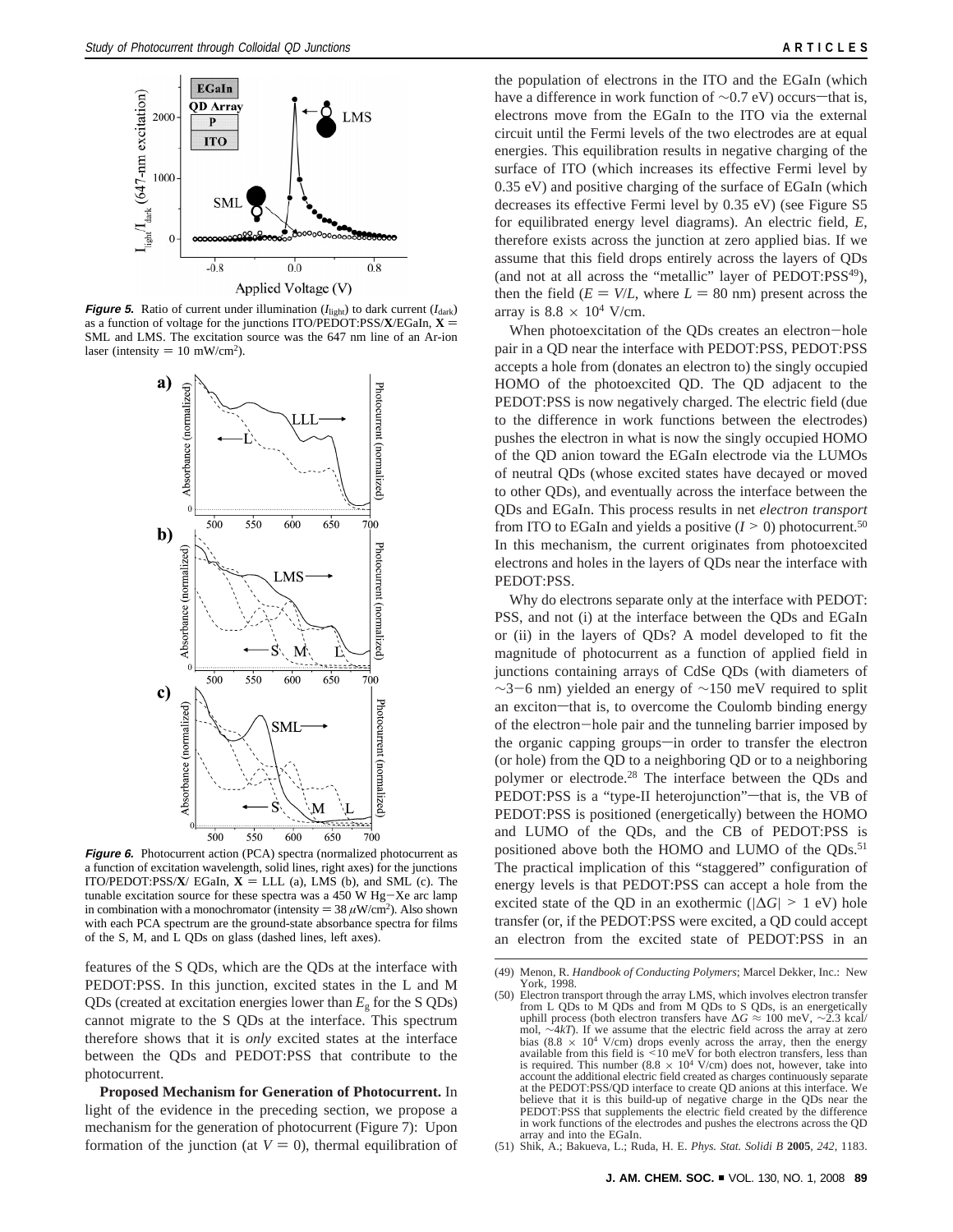EGaIn
QD Array
P
ITO

$I_{light}/I_{dark}$ (647-nm excitation)

2000

1000

0

LMS

SML

-0.8

0.0

0.8

Applied Voltage (V)

***Figure 5.*** Ratio of current under illumination ($I_{light}$) to dark current ($I_{dark}$) as a function of voltage for the junctions ITO/PEDOT:PSS/**X**/EGaIn, **X** = SML and LMS. The excitation source was the 647 nm line of an Ar-ion laser (intensity = 10 mW/cm²).

a)

Absorbance (normalized)

Photocurrent (normalized)

LLL

L

0

500

550

600

650

700

b)

Absorbance (normalized)

Photocurrent (normalized)

LMS

S

M

L

0

500

550

600

650

700

c)

Absorbance (normalized)

Photocurrent (normalized)

SML

S

M

L

0

500

550

600

650

700

***Figure 6.*** Photocurrent action (PCA) spectra (normalized photocurrent as a function of excitation wavelength, solid lines, right axes) for the junctions ITO/PEDOT:PSS/**X**/ EGaIn, **X** = LLL (a), LMS (b), and SML (c). The tunable excitation source for these spectra was a 450 W Hg−Xe arc lamp in combination with a monochromator (intensity = 38 $\mu$W/cm²). Also shown with each PCA spectrum are the ground-state absorbance spectra for films of the S, M, and L QDs on glass (dashed lines, left axes).

features of the S QDs, which are the QDs at the interface with PEDOT:PSS. In this junction, excited states in the L and M QDs (created at excitation energies lower than $E_g$ for the S QDs) cannot migrate to the S QDs at the interface. This spectrum therefore shows that it is *only* excited states at the interface between the QDs and PEDOT:PSS that contribute to the photocurrent.

**Proposed Mechanism for Generation of Photocurrent.** In light of the evidence in the preceding section, we propose a mechanism for the generation of photocurrent (Figure 7): Upon formation of the junction (at $V = 0$), thermal equilibration of the population of electrons in the ITO and the EGaIn (which have a difference in work function of ~0.7 eV) occurs—that is, electrons move from the EGaIn to the ITO via the external circuit until the Fermi levels of the two electrodes are at equal energies. This equilibration results in negative charging of the surface of ITO (which increases its effective Fermi level by 0.35 eV) and positive charging of the surface of EGaIn (which decreases its effective Fermi level by 0.35 eV) (see Figure S5 for equilibrated energy level diagrams). An electric field, $E$, therefore exists across the junction at zero applied bias. If we assume that this field drops entirely across the layers of QDs (and not at all across the "metallic" layer of PEDOT:PSS[49]), then the field ($E = V/L$, where $L = 80$ nm) present across the array is $8.8 \times 10^4$ V/cm.

When photoexcitation of the QDs creates an electron−hole pair in a QD near the interface with PEDOT:PSS, PEDOT:PSS accepts a hole from (donates an electron to) the singly occupied HOMO of the photoexcited QD. The QD adjacent to the PEDOT:PSS is now negatively charged. The electric field (due to the difference in work functions between the electrodes) pushes the electron in what is now the singly occupied HOMO of the QD anion toward the EGaIn electrode via the LUMOs of neutral QDs (whose excited states have decayed or moved to other QDs), and eventually across the interface between the QDs and EGaIn. This process results in net *electron transport* from ITO to EGaIn and yields a positive ($I > 0$) photocurrent.[50] In this mechanism, the current originates from photoexcited electrons and holes in the layers of QDs near the interface with PEDOT:PSS.

Why do electrons separate only at the interface with PEDOT: PSS, and not (i) at the interface between the QDs and EGaIn or (ii) in the layers of QDs? A model developed to fit the magnitude of photocurrent as a function of applied field in junctions containing arrays of CdSe QDs (with diameters of ~3−6 nm) yielded an energy of ~150 meV required to split an exciton—that is, to overcome the Coulomb binding energy of the electron−hole pair and the tunneling barrier imposed by the organic capping groups—in order to transfer the electron (or hole) from the QD to a neighboring QD or to a neighboring polymer or electrode.[28] The interface between the QDs and PEDOT:PSS is a "type-II heterojunction"—that is, the VB of PEDOT:PSS is positioned (energetically) between the HOMO and LUMO of the QDs, and the CB of PEDOT:PSS is positioned above both the HOMO and LUMO of the QDs.[51] The practical implication of this "staggered" configuration of energy levels is that PEDOT:PSS can accept a hole from the excited state of the QD in an exothermic ($|\Delta G| > 1$ eV) hole transfer (or, if the PEDOT:PSS were excited, a QD could accept an electron from the excited state of PEDOT:PSS in an

(49) Menon, R. *Handbook of Conducting Polymers*; Marcel Dekker, Inc.: New York, 1998.

(50) Electron transport through the array LMS, which involves electron transfer from L QDs to M QDs and from M QDs to S QDs, is an energetically uphill process (both electron transfers have $\Delta G \approx 100$ meV, ~2.3 kcal/mol, ~4$kT$). If we assume that the electric field across the array at zero bias ($8.8 \times 10^4$ V/cm) drops evenly across the array, then the energy available from this field is <10 meV for both electron transfers, less than is required. This number ($8.8 \times 10^4$ V/cm) does not, however, take into account the additional electric field created as charges continuously separate at the PEDOT:PSS/QD interface to create QD anions at this interface. We believe that it is this build-up of negative charge in the QDs near the PEDOT:PSS that supplements the electric field created by the difference in work functions of the electrodes and pushes the electrons across the QD array and into the EGaIn.

(51) Shik, A.; Bakueva, L.; Ruda, H. E. *Phys. Stat. Solidi B* **2005**, *242*, 1183.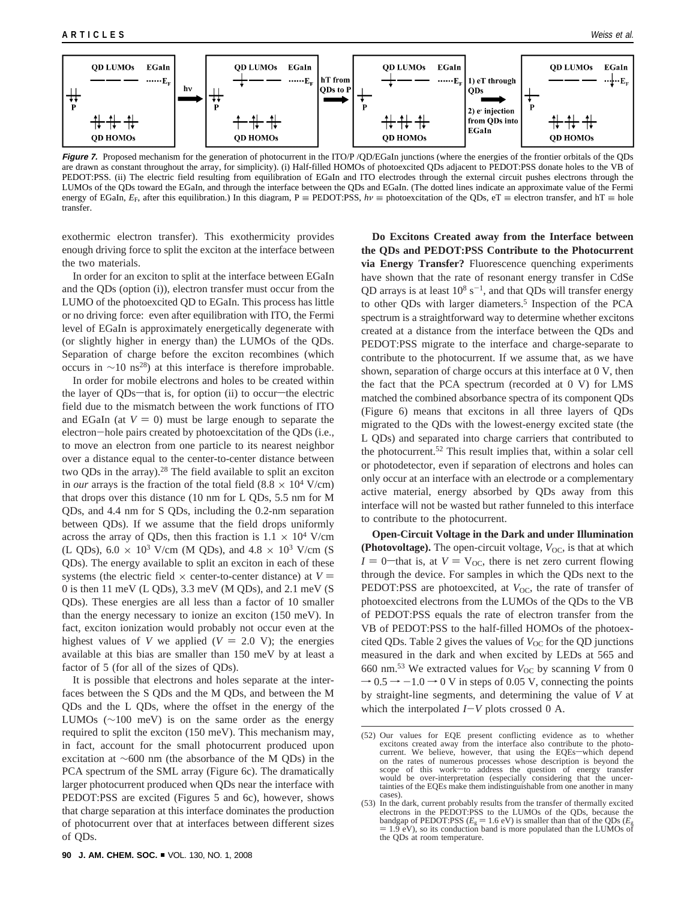QD LUMOs EGaIn

$E_F$

P

QD HOMOs

hν

QD LUMOs EGaIn

$E_F$

P

QD HOMOs

hT from QDs to P

QD LUMOs EGaIn

$E_F$

P

QD HOMOs

1) eT through QDs

2) e⁻ injection from QDs into EGaIn

QD LUMOs EGaIn

$E_F$

P

QD HOMOs

***Figure 7.*** Proposed mechanism for the generation of photocurrent in the ITO/P /QD/EGaIn junctions (where the energies of the frontier orbitals of the QDs are drawn as constant throughout the array, for simplicity). (i) Half-filled HOMOs of photoexcited QDs adjacent to PEDOT:PSS donate holes to the VB of PEDOT:PSS. (ii) The electric field resulting from equilibration of EGaIn and ITO electrodes through the external circuit pushes electrons through the LUMOs of the QDs toward the EGaIn, and through the interface between the QDs and EGaIn. (The dotted lines indicate an approximate value of the Fermi energy of EGaIn, $E_F$, after this equilibration.) In this diagram, P ≡ PEDOT:PSS, $h\nu$ ≡ photoexcitation of the QDs, eT ≡ electron transfer, and hT ≡ hole transfer.

exothermic electron transfer). This exothermicity provides enough driving force to split the exciton at the interface between the two materials.

In order for an exciton to split at the interface between EGaIn and the QDs (option (i)), electron transfer must occur from the LUMO of the photoexcited QD to EGaIn. This process has little or no driving force: even after equilibration with ITO, the Fermi level of EGaIn is approximately energetically degenerate with (or slightly higher in energy than) the LUMOs of the QDs. Separation of charge before the exciton recombines (which occurs in ~10 ns[28]) at this interface is therefore improbable.

In order for mobile electrons and holes to be created within the layer of QDs—that is, for option (ii) to occur—the electric field due to the mismatch between the work functions of ITO and EGaIn (at $V = 0$) must be large enough to separate the electron–hole pairs created by photoexcitation of the QDs (i.e., to move an electron from one particle to its nearest neighbor over a distance equal to the center-to-center distance between two QDs in the array).[28] The field available to split an exciton in *our* arrays is the fraction of the total field ($8.8 \times 10^4$ V/cm) that drops over this distance (10 nm for L QDs, 5.5 nm for M QDs, and 4.4 nm for S QDs, including the 0.2-nm separation between QDs). If we assume that the field drops uniformly across the array of QDs, then this fraction is $1.1 \times 10^4$ V/cm (L QDs), $6.0 \times 10^3$ V/cm (M QDs), and $4.8 \times 10^3$ V/cm (S QDs). The energy available to split an exciton in each of these systems (the electric field × center-to-center distance) at $V = 0$ is then 11 meV (L QDs), 3.3 meV (M QDs), and 2.1 meV (S QDs). These energies are all less than a factor of 10 smaller than the energy necessary to ionize an exciton (150 meV). In fact, exciton ionization would probably not occur even at the highest values of $V$ we applied ($V = 2.0$ V); the energies available at this bias are smaller than 150 meV by at least a factor of 5 (for all of the sizes of QDs).

It is possible that electrons and holes separate at the interfaces between the S QDs and the M QDs, and between the M QDs and the L QDs, where the offset in the energy of the LUMOs (~100 meV) is on the same order as the energy required to split the exciton (150 meV). This mechanism may, in fact, account for the small photocurrent produced upon excitation at ~600 nm (the absorbance of the M QDs) in the PCA spectrum of the SML array (Figure 6c). The dramatically larger photocurrent produced when QDs near the interface with PEDOT:PSS are excited (Figures 5 and 6c), however, shows that charge separation at this interface dominates the production of photocurrent over that at interfaces between different sizes of QDs.

**Do Excitons Created away from the Interface between the QDs and PEDOT:PSS Contribute to the Photocurrent via Energy Transfer?** Fluorescence quenching experiments have shown that the rate of resonant energy transfer in CdSe QD arrays is at least $10^8$ s$^{-1}$, and that QDs will transfer energy to other QDs with larger diameters.[5] Inspection of the PCA spectrum is a straightforward way to determine whether excitons created at a distance from the interface between the QDs and PEDOT:PSS migrate to the interface and charge-separate to contribute to the photocurrent. If we assume that, as we have shown, separation of charge occurs at this interface at 0 V, then the fact that the PCA spectrum (recorded at 0 V) for LMS matched the combined absorbance spectra of its component QDs (Figure 6) means that excitons in all three layers of QDs migrated to the QDs with the lowest-energy excited state (the L QDs) and separated into charge carriers that contributed to the photocurrent.[52] This result implies that, within a solar cell or photodetector, even if separation of electrons and holes can only occur at an interface with an electrode or a complementary active material, energy absorbed by QDs away from this interface will not be wasted but rather funneled to this interface to contribute to the photocurrent.

**Open-Circuit Voltage in the Dark and under Illumination (Photovoltage).** The open-circuit voltage, $V_{OC}$, is that at which $I = 0$—that is, at $V = V_{OC}$, there is net zero current flowing through the device. For samples in which the QDs next to the PEDOT:PSS are photoexcited, at $V_{OC}$, the rate of transfer of photoexcited electrons from the LUMOs of the QDs to the VB of PEDOT:PSS equals the rate of electron transfer from the VB of PEDOT:PSS to the half-filled HOMOs of the photoexcited QDs. Table 2 gives the values of $V_{OC}$ for the QD junctions measured in the dark and when excited by LEDs at 565 and 660 nm.[53] We extracted values for $V_{OC}$ by scanning $V$ from 0 → 0.5 → −1.0 → 0 V in steps of 0.05 V, connecting the points by straight-line segments, and determining the value of $V$ at which the interpolated $I-V$ plots crossed 0 A.

(52) Our values for EQE present conflicting evidence as to whether excitons created away from the interface also contribute to the photocurrent. We believe, however, that using the EQEs—which depend on the rates of numerous processes whose description is beyond the scope of this work—to address the question of energy transfer would be over-interpretation (especially considering that the uncertainties of the EQEs make them indistinguishable from one another in many cases).

(53) In the dark, current probably results from the transfer of thermally excited electrons in the PEDOT:PSS to the LUMOs of the QDs, because the bandgap of PEDOT:PSS ($E_g$ = 1.6 eV) is smaller than that of the QDs ($E_g$ = 1.9 eV), so its conduction band is more populated than the LUMOs of the QDs at room temperature.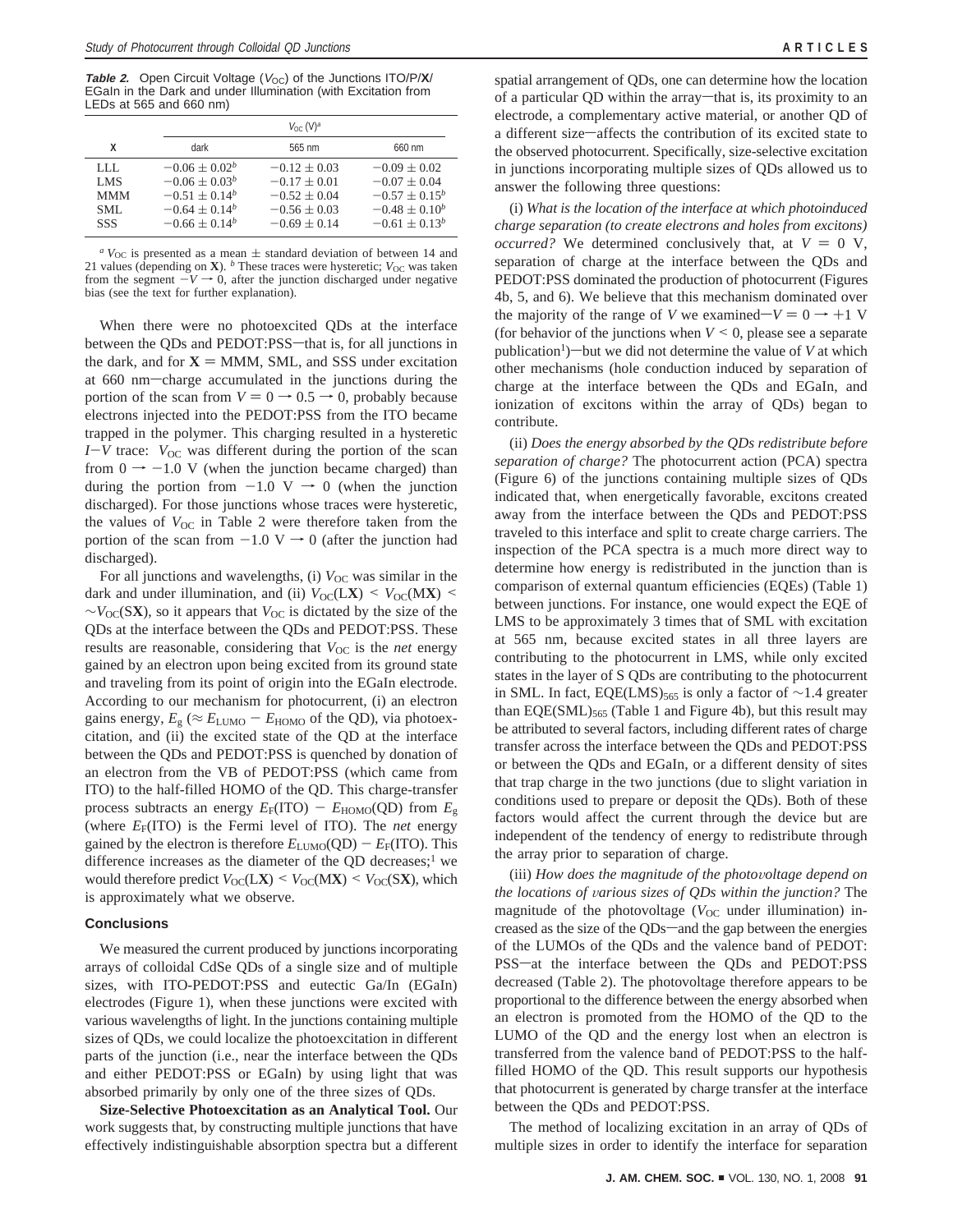**Table 2.** Open Circuit Voltage ($V_{OC}$) of the Junctions ITO/P/**X**/EGaIn in the Dark and under Illumination (with Excitation from LEDs at 565 and 660 nm)

| | $V_{OC}$ (V)[a] | | |
|---|---|---|---|
| X | dark | 565 nm | 660 nm |
| LLL | $-0.06 \pm 0.02^b$ | $-0.12 \pm 0.03$ | $-0.09 \pm 0.02$ |
| LMS | $-0.06 \pm 0.03^b$ | $-0.17 \pm 0.01$ | $-0.07 \pm 0.04$ |
| MMM | $-0.51 \pm 0.14^b$ | $-0.52 \pm 0.04$ | $-0.57 \pm 0.15^b$ |
| SML | $-0.64 \pm 0.14^b$ | $-0.56 \pm 0.03$ | $-0.48 \pm 0.10^b$ |
| SSS | $-0.66 \pm 0.14^b$ | $-0.69 \pm 0.14$ | $-0.61 \pm 0.13^b$ |

[a] $V_{OC}$ is presented as a mean ± standard deviation of between 14 and 21 values (depending on **X**). [b] These traces were hysteretic; $V_{OC}$ was taken from the segment $-V \rightarrow 0$, after the junction discharged under negative bias (see the text for further explanation).

When there were no photoexcited QDs at the interface between the QDs and PEDOT:PSS—that is, for all junctions in the dark, and for **X** = MMM, SML, and SSS under excitation at 660 nm—charge accumulated in the junctions during the portion of the scan from $V = 0 \rightarrow 0.5 \rightarrow 0$, probably because electrons injected into the PEDOT:PSS from the ITO became trapped in the polymer. This charging resulted in a hysteretic $I-V$ trace: $V_{OC}$ was different during the portion of the scan from $0 \rightarrow -1.0$ V (when the junction became charged) than during the portion from $-1.0$ V $\rightarrow 0$ (when the junction discharged). For those junctions whose traces were hysteretic, the values of $V_{OC}$ in Table 2 were therefore taken from the portion of the scan from $-1.0$ V $\rightarrow 0$ (after the junction had discharged).

For all junctions and wavelengths, (i) $V_{OC}$ was similar in the dark and under illumination, and (ii) $V_{OC}$(L**X**) < $V_{OC}$(M**X**) < $\sim V_{OC}$(S**X**), so it appears that $V_{OC}$ is dictated by the size of the QDs at the interface between the QDs and PEDOT:PSS. These results are reasonable, considering that $V_{OC}$ is the *net* energy gained by an electron upon being excited from its ground state and traveling from its point of origin into the EGaIn electrode. According to our mechanism for photocurrent, (i) an electron gains energy, $E_g$ ($\approx E_{LUMO} - E_{HOMO}$ of the QD), via photoexcitation, and (ii) the excited state of the QD at the interface between the QDs and PEDOT:PSS is quenched by donation of an electron from the VB of PEDOT:PSS (which came from ITO) to the half-filled HOMO of the QD. This charge-transfer process subtracts an energy $E_F(\text{ITO}) - E_{HOMO}(\text{QD})$ from $E_g$ (where $E_F$(ITO) is the Fermi level of ITO). The *net* energy gained by the electron is therefore $E_{LUMO}(\text{QD}) - E_F(\text{ITO})$. This difference increases as the diameter of the QD decreases;[1] we would therefore predict $V_{OC}$(L**X**) < $V_{OC}$(M**X**) < $V_{OC}$(S**X**), which is approximately what we observe.

## Conclusions

We measured the current produced by junctions incorporating arrays of colloidal CdSe QDs of a single size and of multiple sizes, with ITO-PEDOT:PSS and eutectic Ga/In (EGaIn) electrodes (Figure 1), when these junctions were excited with various wavelengths of light. In the junctions containing multiple sizes of QDs, we could localize the photoexcitation in different parts of the junction (i.e., near the interface between the QDs and either PEDOT:PSS or EGaIn) by using light that was absorbed primarily by only one of the three sizes of QDs.

**Size-Selective Photoexcitation as an Analytical Tool.** Our work suggests that, by constructing multiple junctions that have effectively indistinguishable absorption spectra but a different spatial arrangement of QDs, one can determine how the location of a particular QD within the array—that is, its proximity to an electrode, a complementary active material, or another QD of a different size—affects the contribution of its excited state to the observed photocurrent. Specifically, size-selective excitation in junctions incorporating multiple sizes of QDs allowed us to answer the following three questions:

(i) *What is the location of the interface at which photoinduced charge separation (to create electrons and holes from excitons) occurred?* We determined conclusively that, at $V = 0$ V, separation of charge at the interface between the QDs and PEDOT:PSS dominated the production of photocurrent (Figures 4b, 5, and 6). We believe that this mechanism dominated over the majority of the range of $V$ we examined—$V = 0 \rightarrow +1$ V (for behavior of the junctions when $V < 0$, please see a separate publication[1])—but we did not determine the value of $V$ at which other mechanisms (hole conduction induced by separation of charge at the interface between the QDs and EGaIn, and ionization of excitons within the array of QDs) began to contribute.

(ii) *Does the energy absorbed by the QDs redistribute before separation of charge?* The photocurrent action (PCA) spectra (Figure 6) of the junctions containing multiple sizes of QDs indicated that, when energetically favorable, excitons created away from the interface between the QDs and PEDOT:PSS traveled to this interface and split to create charge carriers. The inspection of the PCA spectra is a much more direct way to determine how energy is redistributed in the junction than is comparison of external quantum efficiencies (EQEs) (Table 1) between junctions. For instance, one would expect the EQE of LMS to be approximately 3 times that of SML with excitation at 565 nm, because excited states in all three layers are contributing to the photocurrent in LMS, while only excited states in the layer of S QDs are contributing to the photocurrent in SML. In fact, EQE(LMS)$_{565}$ is only a factor of ~1.4 greater than EQE(SML)$_{565}$ (Table 1 and Figure 4b), but this result may be attributed to several factors, including different rates of charge transfer across the interface between the QDs and PEDOT:PSS or between the QDs and EGaIn, or a different density of sites that trap charge in the two junctions (due to slight variation in conditions used to prepare or deposit the QDs). Both of these factors would affect the current through the device but are independent of the tendency of energy to redistribute through the array prior to separation of charge.

(iii) *How does the magnitude of the photovoltage depend on the locations of various sizes of QDs within the junction?* The magnitude of the photovoltage ($V_{OC}$ under illumination) increased as the size of the QDs—and the gap between the energies of the LUMOs of the QDs and the valence band of PEDOT:PSS—at the interface between the QDs and PEDOT:PSS decreased (Table 2). The photovoltage therefore appears to be proportional to the difference between the energy absorbed when an electron is promoted from the HOMO of the QD to the LUMO of the QD and the energy lost when an electron is transferred from the valence band of PEDOT:PSS to the half-filled HOMO of the QD. This result supports our hypothesis that photocurrent is generated by charge transfer at the interface between the QDs and PEDOT:PSS.

The method of localizing excitation in an array of QDs of multiple sizes in order to identify the interface for separation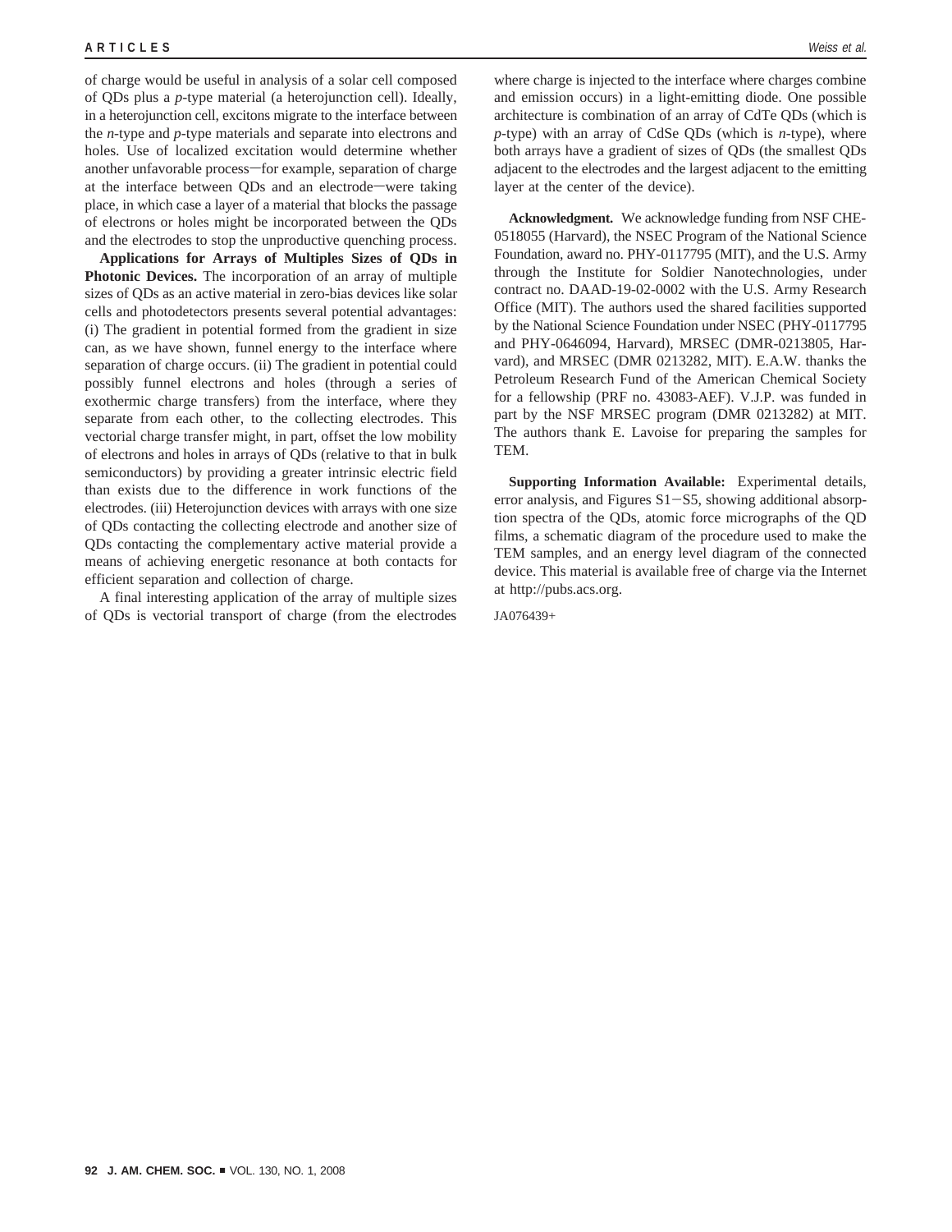of charge would be useful in analysis of a solar cell composed of QDs plus a *p*-type material (a heterojunction cell). Ideally, in a heterojunction cell, excitons migrate to the interface between the *n*-type and *p*-type materials and separate into electrons and holes. Use of localized excitation would determine whether another unfavorable process—for example, separation of charge at the interface between QDs and an electrode—were taking place, in which case a layer of a material that blocks the passage of electrons or holes might be incorporated between the QDs and the electrodes to stop the unproductive quenching process.

**Applications for Arrays of Multiples Sizes of QDs in Photonic Devices.** The incorporation of an array of multiple sizes of QDs as an active material in zero-bias devices like solar cells and photodetectors presents several potential advantages: (i) The gradient in potential formed from the gradient in size can, as we have shown, funnel energy to the interface where separation of charge occurs. (ii) The gradient in potential could possibly funnel electrons and holes (through a series of exothermic charge transfers) from the interface, where they separate from each other, to the collecting electrodes. This vectorial charge transfer might, in part, offset the low mobility of electrons and holes in arrays of QDs (relative to that in bulk semiconductors) by providing a greater intrinsic electric field than exists due to the difference in work functions of the electrodes. (iii) Heterojunction devices with arrays with one size of QDs contacting the collecting electrode and another size of QDs contacting the complementary active material provide a means of achieving energetic resonance at both contacts for efficient separation and collection of charge.

A final interesting application of the array of multiple sizes of QDs is vectorial transport of charge (from the electrodes where charge is injected to the interface where charges combine and emission occurs) in a light-emitting diode. One possible architecture is combination of an array of CdTe QDs (which is *p*-type) with an array of CdSe QDs (which is *n*-type), where both arrays have a gradient of sizes of QDs (the smallest QDs adjacent to the electrodes and the largest adjacent to the emitting layer at the center of the device).

**Acknowledgment.** We acknowledge funding from NSF CHE-0518055 (Harvard), the NSEC Program of the National Science Foundation, award no. PHY-0117795 (MIT), and the U.S. Army through the Institute for Soldier Nanotechnologies, under contract no. DAAD-19-02-0002 with the U.S. Army Research Office (MIT). The authors used the shared facilities supported by the National Science Foundation under NSEC (PHY-0117795 and PHY-0646094, Harvard), MRSEC (DMR-0213805, Harvard), and MRSEC (DMR 0213282, MIT). E.A.W. thanks the Petroleum Research Fund of the American Chemical Society for a fellowship (PRF no. 43083-AEF). V.J.P. was funded in part by the NSF MRSEC program (DMR 0213282) at MIT. The authors thank E. Lavoise for preparing the samples for TEM.

**Supporting Information Available:** Experimental details, error analysis, and Figures S1−S5, showing additional absorption spectra of the QDs, atomic force micrographs of the QD films, a schematic diagram of the procedure used to make the TEM samples, and an energy level diagram of the connected device. This material is available free of charge via the Internet at http://pubs.acs.org.

JA076439+